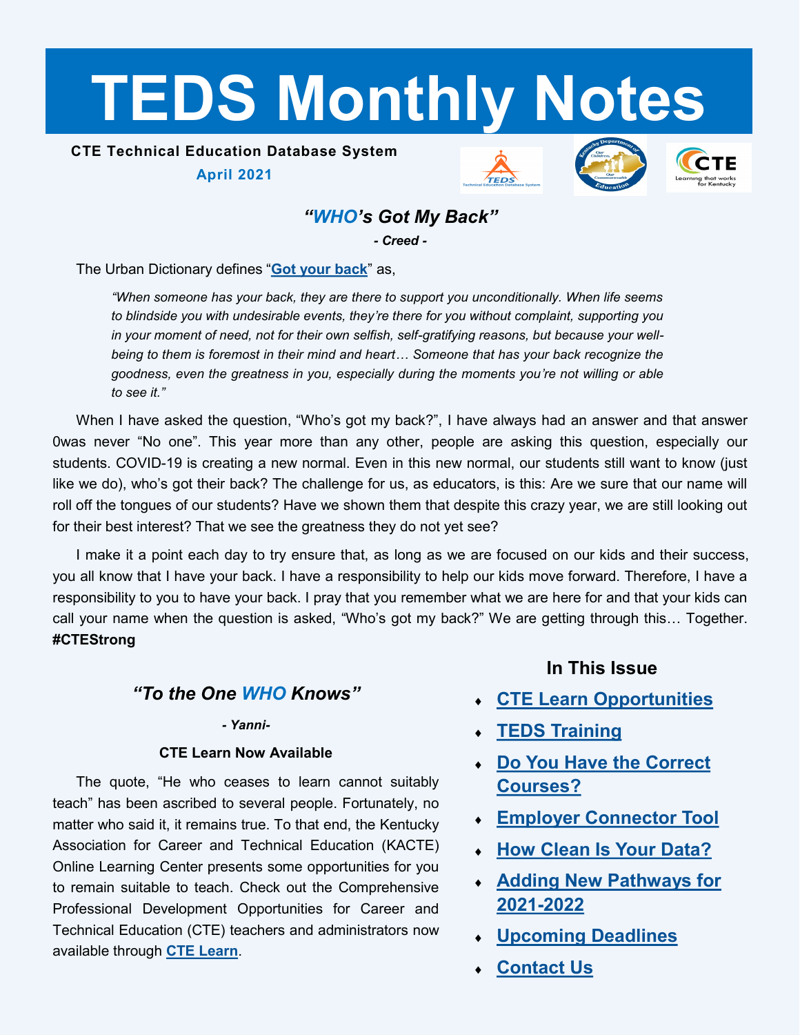# TEDS Monthly Notes

**CTE Technical Education Database System**

**April 2021**

## *"WHO's Got My Back"*

***- Creed -***

The Urban Dictionary defines "**Got your back**" as,

> *"When someone has your back, they are there to support you unconditionally. When life seems to blindside you with undesirable events, they're there for you without complaint, supporting you in your moment of need, not for their own selfish, self-gratifying reasons, but because your well-being to them is foremost in their mind and heart… Someone that has your back recognize the goodness, even the greatness in you, especially during the moments you're not willing or able to see it."*

When I have asked the question, "Who's got my back?", I have always had an answer and that answer 0was never "No one". This year more than any other, people are asking this question, especially our students. COVID-19 is creating a new normal. Even in this new normal, our students still want to know (just like we do), who's got their back? The challenge for us, as educators, is this: Are we sure that our name will roll off the tongues of our students? Have we shown them that despite this crazy year, we are still looking out for their best interest? That we see the greatness they do not yet see?

I make it a point each day to try ensure that, as long as we are focused on our kids and their success, you all know that I have your back. I have a responsibility to help our kids move forward. Therefore, I have a responsibility to you to have your back. I pray that you remember what we are here for and that your kids can call your name when the question is asked, "Who's got my back?" We are getting through this… Together. **#CTEStrong**

## *"To the One WHO Knows"*

***- Yanni-***

**CTE Learn Now Available**

The quote, "He who ceases to learn cannot suitably teach" has been ascribed to several people. Fortunately, no matter who said it, it remains true. To that end, the Kentucky Association for Career and Technical Education (KACTE) Online Learning Center presents some opportunities for you to remain suitable to teach. Check out the Comprehensive Professional Development Opportunities for Career and Technical Education (CTE) teachers and administrators now available through **CTE Learn**.

### In This Issue

- **CTE Learn Opportunities**
- **TEDS Training**
- **Do You Have the Correct Courses?**
- **Employer Connector Tool**
- **How Clean Is Your Data?**
- **Adding New Pathways for 2021-2022**
- **Upcoming Deadlines**
- **Contact Us**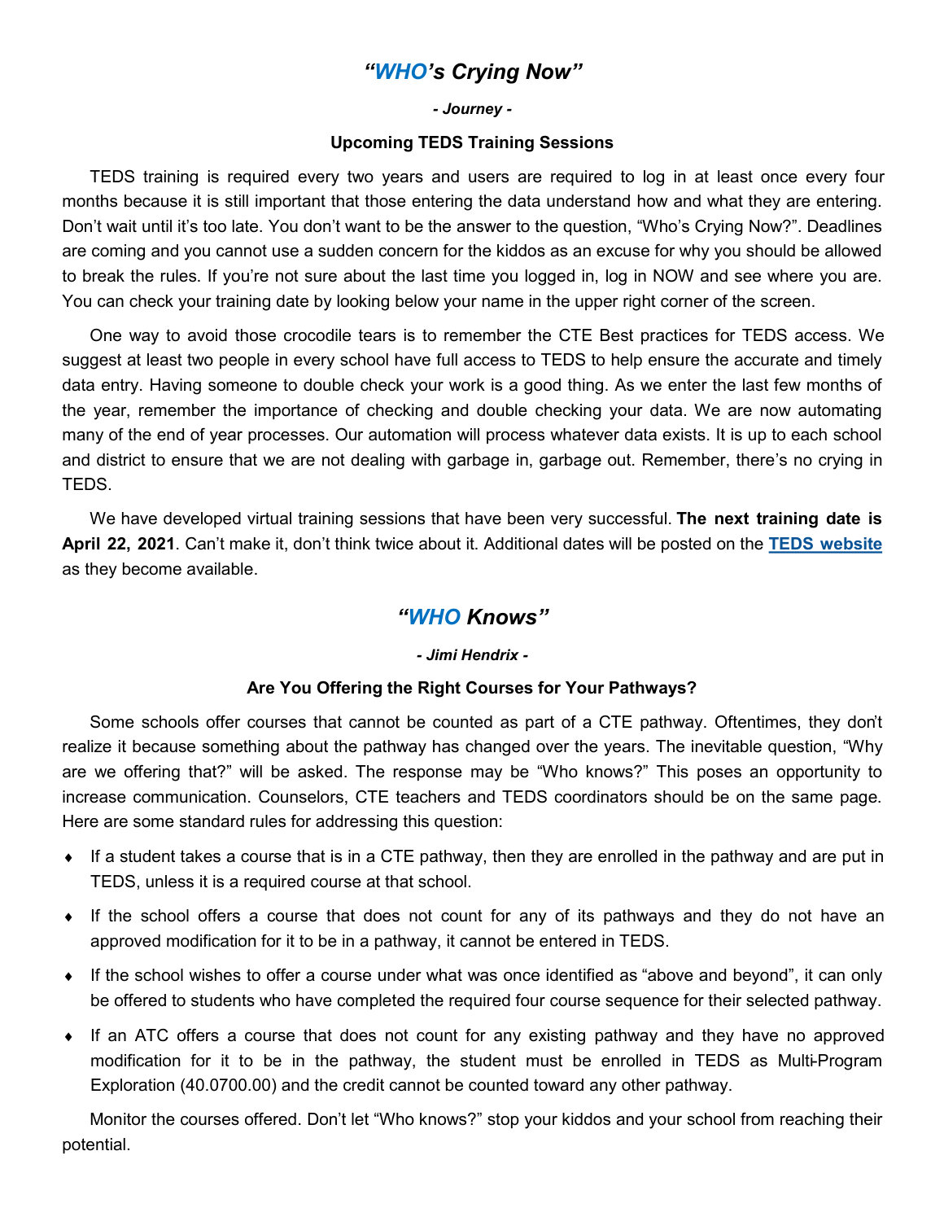## *"WHO's Crying Now"*

***- Journey -***

**Upcoming TEDS Training Sessions**

TEDS training is required every two years and users are required to log in at least once every four months because it is still important that those entering the data understand how and what they are entering. Don't wait until it's too late. You don't want to be the answer to the question, "Who's Crying Now?". Deadlines are coming and you cannot use a sudden concern for the kiddos as an excuse for why you should be allowed to break the rules. If you're not sure about the last time you logged in, log in NOW and see where you are. You can check your training date by looking below your name in the upper right corner of the screen.

One way to avoid those crocodile tears is to remember the CTE Best practices for TEDS access. We suggest at least two people in every school have full access to TEDS to help ensure the accurate and timely data entry. Having someone to double check your work is a good thing. As we enter the last few months of the year, remember the importance of checking and double checking your data. We are now automating many of the end of year processes. Our automation will process whatever data exists. It is up to each school and district to ensure that we are not dealing with garbage in, garbage out. Remember, there's no crying in TEDS.

We have developed virtual training sessions that have been very successful. **The next training date is April 22, 2021**. Can't make it, don't think twice about it. Additional dates will be posted on the **TEDS website** as they become available.

## *"WHO Knows"*

***- Jimi Hendrix -***

**Are You Offering the Right Courses for Your Pathways?**

Some schools offer courses that cannot be counted as part of a CTE pathway. Oftentimes, they don't realize it because something about the pathway has changed over the years. The inevitable question, "Why are we offering that?" will be asked. The response may be "Who knows?" This poses an opportunity to increase communication. Counselors, CTE teachers and TEDS coordinators should be on the same page. Here are some standard rules for addressing this question:

- If a student takes a course that is in a CTE pathway, then they are enrolled in the pathway and are put in TEDS, unless it is a required course at that school.
- If the school offers a course that does not count for any of its pathways and they do not have an approved modification for it to be in a pathway, it cannot be entered in TEDS.
- If the school wishes to offer a course under what was once identified as "above and beyond", it can only be offered to students who have completed the required four course sequence for their selected pathway.
- If an ATC offers a course that does not count for any existing pathway and they have no approved modification for it to be in the pathway, the student must be enrolled in TEDS as Multi-Program Exploration (40.0700.00) and the credit cannot be counted toward any other pathway.

Monitor the courses offered. Don't let "Who knows?" stop your kiddos and your school from reaching their potential.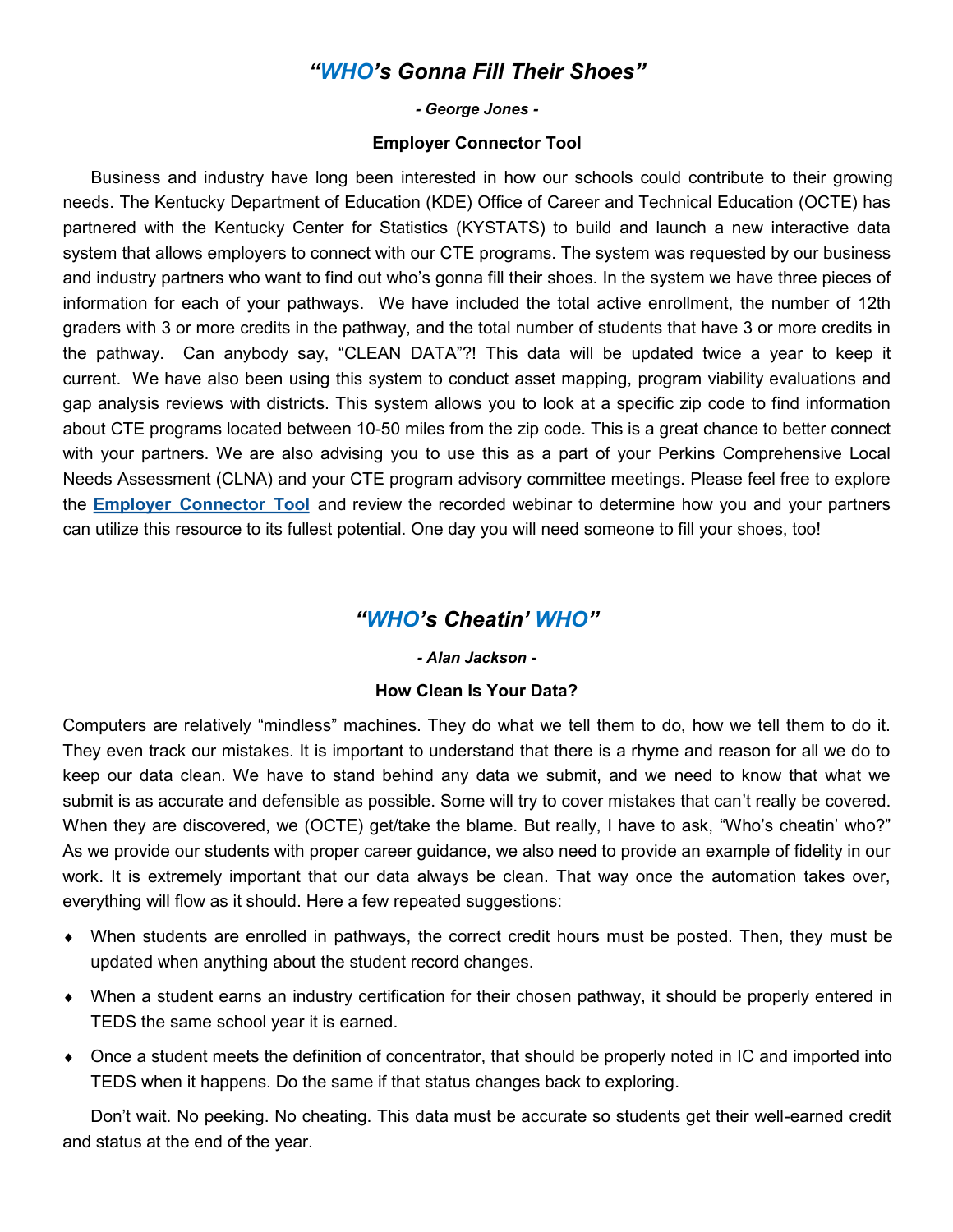## *"WHO's Gonna Fill Their Shoes"*

***- George Jones -***

**Employer Connector Tool**

Business and industry have long been interested in how our schools could contribute to their growing needs. The Kentucky Department of Education (KDE) Office of Career and Technical Education (OCTE) has partnered with the Kentucky Center for Statistics (KYSTATS) to build and launch a new interactive data system that allows employers to connect with our CTE programs. The system was requested by our business and industry partners who want to find out who's gonna fill their shoes. In the system we have three pieces of information for each of your pathways. We have included the total active enrollment, the number of 12th graders with 3 or more credits in the pathway, and the total number of students that have 3 or more credits in the pathway. Can anybody say, "CLEAN DATA"?! This data will be updated twice a year to keep it current. We have also been using this system to conduct asset mapping, program viability evaluations and gap analysis reviews with districts. This system allows you to look at a specific zip code to find information about CTE programs located between 10-50 miles from the zip code. This is a great chance to better connect with your partners. We are also advising you to use this as a part of your Perkins Comprehensive Local Needs Assessment (CLNA) and your CTE program advisory committee meetings. Please feel free to explore the **Employer Connector Tool** and review the recorded webinar to determine how you and your partners can utilize this resource to its fullest potential. One day you will need someone to fill your shoes, too!

## *"WHO's Cheatin' WHO"*

***- Alan Jackson -***

**How Clean Is Your Data?**

Computers are relatively "mindless" machines. They do what we tell them to do, how we tell them to do it. They even track our mistakes. It is important to understand that there is a rhyme and reason for all we do to keep our data clean. We have to stand behind any data we submit, and we need to know that what we submit is as accurate and defensible as possible. Some will try to cover mistakes that can't really be covered. When they are discovered, we (OCTE) get/take the blame. But really, I have to ask, "Who's cheatin' who?" As we provide our students with proper career guidance, we also need to provide an example of fidelity in our work. It is extremely important that our data always be clean. That way once the automation takes over, everything will flow as it should. Here a few repeated suggestions:

- When students are enrolled in pathways, the correct credit hours must be posted. Then, they must be updated when anything about the student record changes.
- When a student earns an industry certification for their chosen pathway, it should be properly entered in TEDS the same school year it is earned.
- Once a student meets the definition of concentrator, that should be properly noted in IC and imported into TEDS when it happens. Do the same if that status changes back to exploring.

Don't wait. No peeking. No cheating. This data must be accurate so students get their well-earned credit and status at the end of the year.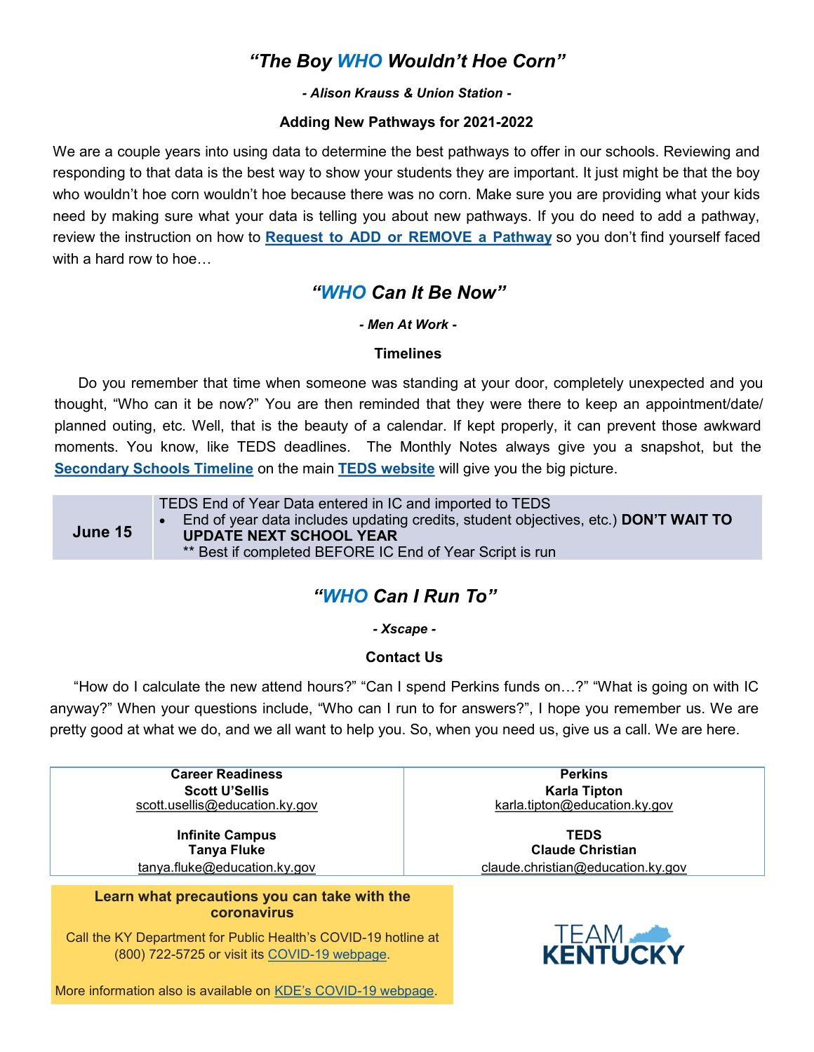## *"The Boy WHO Wouldn't Hoe Corn"*

***- Alison Krauss & Union Station -***

**Adding New Pathways for 2021-2022**

We are a couple years into using data to determine the best pathways to offer in our schools. Reviewing and responding to that data is the best way to show your students they are important. It just might be that the boy who wouldn't hoe corn wouldn't hoe because there was no corn. Make sure you are providing what your kids need by making sure what your data is telling you about new pathways. If you do need to add a pathway, review the instruction on how to **Request to ADD or REMOVE a Pathway** so you don't find yourself faced with a hard row to hoe…

## *"WHO Can It Be Now"*

***- Men At Work -***

**Timelines**

Do you remember that time when someone was standing at your door, completely unexpected and you thought, "Who can it be now?" You are then reminded that they were there to keep an appointment/date/planned outing, etc. Well, that is the beauty of a calendar. If kept properly, it can prevent those awkward moments. You know, like TEDS deadlines. The Monthly Notes always give you a snapshot, but the **Secondary Schools Timeline** on the main **TEDS website** will give you the big picture.

| | |
|---|---|
| **June 15** | TEDS End of Year Data entered in IC and imported to TEDS<br>• End of year data includes updating credits, student objectives, etc.) **DON'T WAIT TO UPDATE NEXT SCHOOL YEAR**<br>** Best if completed BEFORE IC End of Year Script is run |

## *"WHO Can I Run To"*

***- Xscape -***

**Contact Us**

"How do I calculate the new attend hours?" "Can I spend Perkins funds on…?" "What is going on with IC anyway?" When your questions include, "Who can I run to for answers?", I hope you remember us. We are pretty good at what we do, and we all want to help you. So, when you need us, give us a call. We are here.

| | |
|---|---|
| **Career Readiness**<br>**Scott U'Sellis**<br>scott.usellis@education.ky.gov | **Perkins**<br>**Karla Tipton**<br>karla.tipton@education.ky.gov |
| **Infinite Campus**<br>**Tanya Fluke**<br>tanya.fluke@education.ky.gov | **TEDS**<br>**Claude Christian**<br>claude.christian@education.ky.gov |

**Learn what precautions you can take with the coronavirus**

Call the KY Department for Public Health's COVID-19 hotline at (800) 722-5725 or visit its COVID-19 webpage.

More information also is available on KDE's COVID-19 webpage.

TEAM KENTUCKY